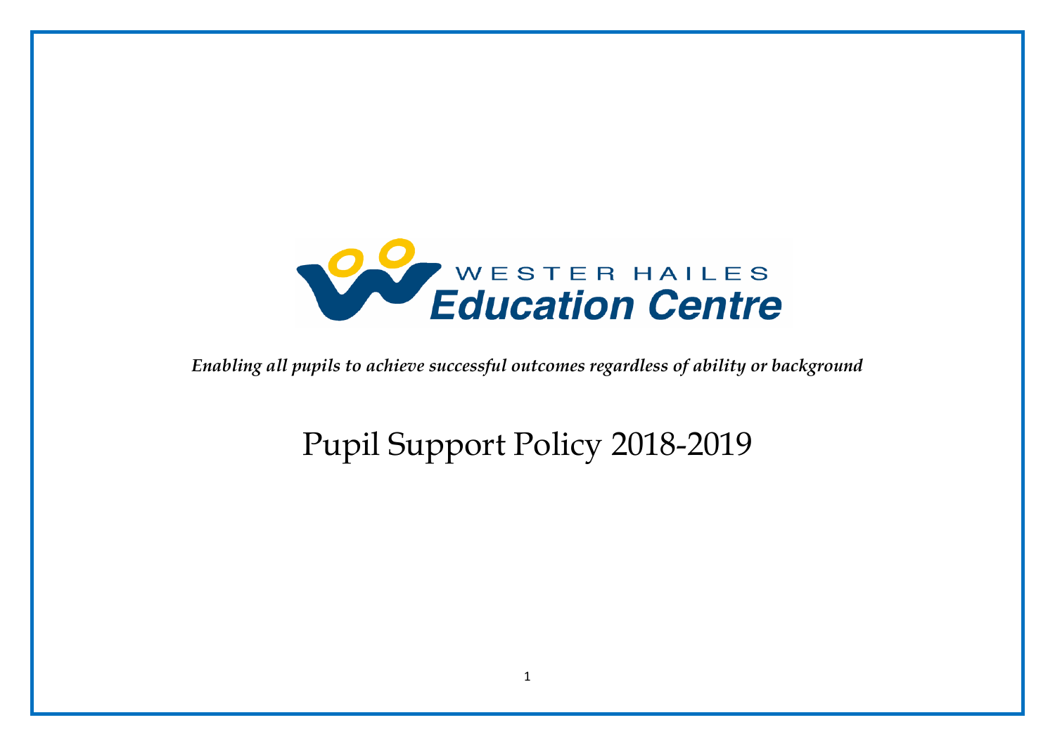WESTER HAILES
**Education Centre**

*Enabling all pupils to achieve successful outcomes regardless of ability or background*

# Pupil Support Policy 2018-2019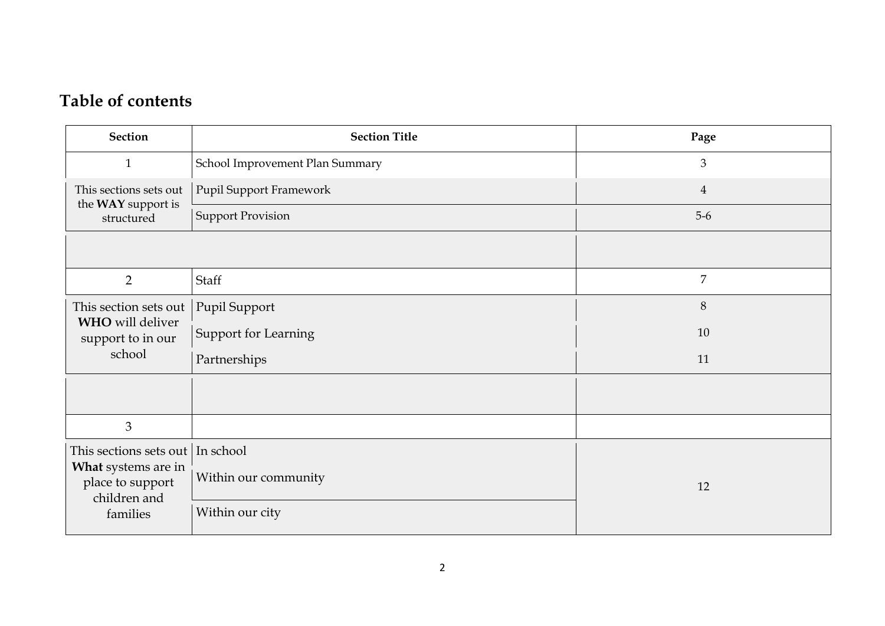## Table of contents

| Section | Section Title | Page |
|---|---|---|
| 1 | School Improvement Plan Summary | 3 |
| This sections sets out the **WAY** support is structured | Pupil Support Framework | 4 |
| | Support Provision | 5-6 |
| | | |
| 2 | Staff | 7 |
| This section sets out **WHO** will deliver support to in our school | Pupil Support | 8 |
| | Support for Learning | 10 |
| | Partnerships | 11 |
| | | |
| 3 | | |
| This sections sets out **What** systems are in place to support children and families | In school | 12 |
| | Within our community | |
| | Within our city | |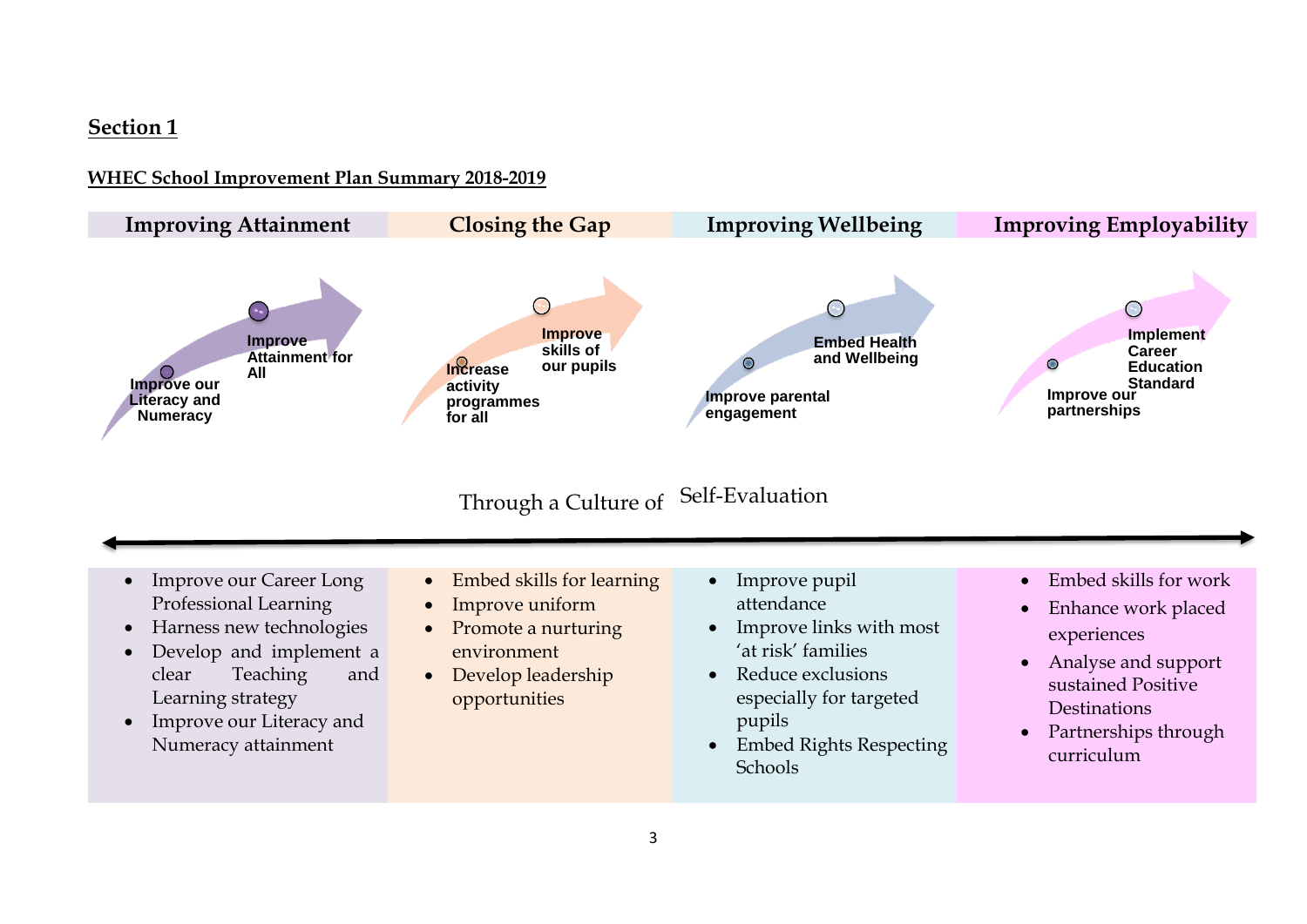## Section 1

**WHEC School Improvement Plan Summary 2018-2019**

| Improving Attainment | Closing the Gap | Improving Wellbeing | Improving Employability |
|---|---|---|---|
| Improve our Literacy and Numeracy → Improve Attainment for All | Increase activity programmes for all → Improve skills of our pupils | Improve parental engagement → Embed Health and Wellbeing | Improve our partnerships → Implement Career Education Standard |

Through a Culture of Self-Evaluation

| Improving Attainment | Closing the Gap | Improving Wellbeing | Improving Employability |
|---|---|---|---|
| • Improve our Career Long Professional Learning<br>• Harness new technologies<br>• Develop and implement a clear Teaching and Learning strategy<br>• Improve our Literacy and Numeracy attainment | • Embed skills for learning<br>• Improve uniform<br>• Promote a nurturing environment<br>• Develop leadership opportunities | • Improve pupil attendance<br>• Improve links with most 'at risk' families<br>• Reduce exclusions especially for targeted pupils<br>• Embed Rights Respecting Schools | • Embed skills for work<br>• Enhance work placed experiences<br>• Analyse and support sustained Positive Destinations<br>• Partnerships through curriculum |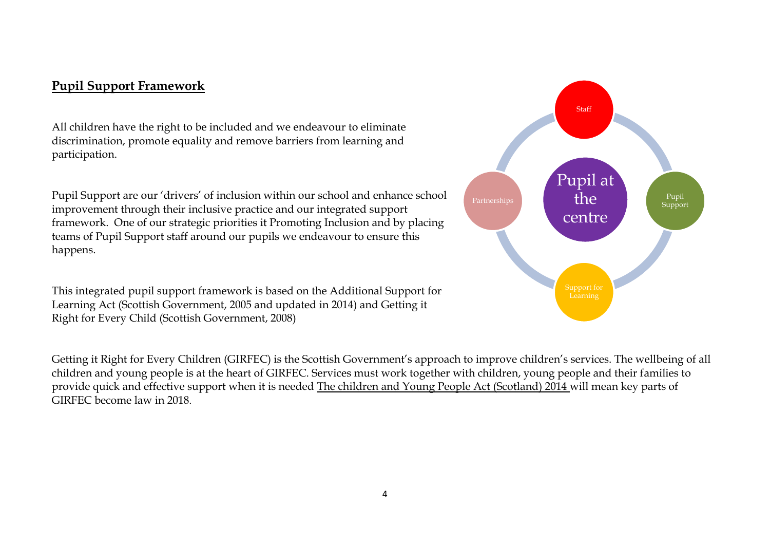## Pupil Support Framework

All children have the right to be included and we endeavour to eliminate discrimination, promote equality and remove barriers from learning and participation.

Pupil Support are our 'drivers' of inclusion within our school and enhance school improvement through their inclusive practice and our integrated support framework. One of our strategic priorities it Promoting Inclusion and by placing teams of Pupil Support staff around our pupils we endeavour to ensure this happens.

This integrated pupil support framework is based on the Additional Support for Learning Act (Scottish Government, 2005 and updated in 2014) and Getting it Right for Every Child (Scottish Government, 2008)

Staff

Partnerships

Pupil at the centre

Pupil Support

Support for Learning

Getting it Right for Every Children (GIRFEC) is the Scottish Government's approach to improve children's services. The wellbeing of all children and young people is at the heart of GIRFEC. Services must work together with children, young people and their families to provide quick and effective support when it is needed The children and Young People Act (Scotland) 2014 will mean key parts of GIRFEC become law in 2018.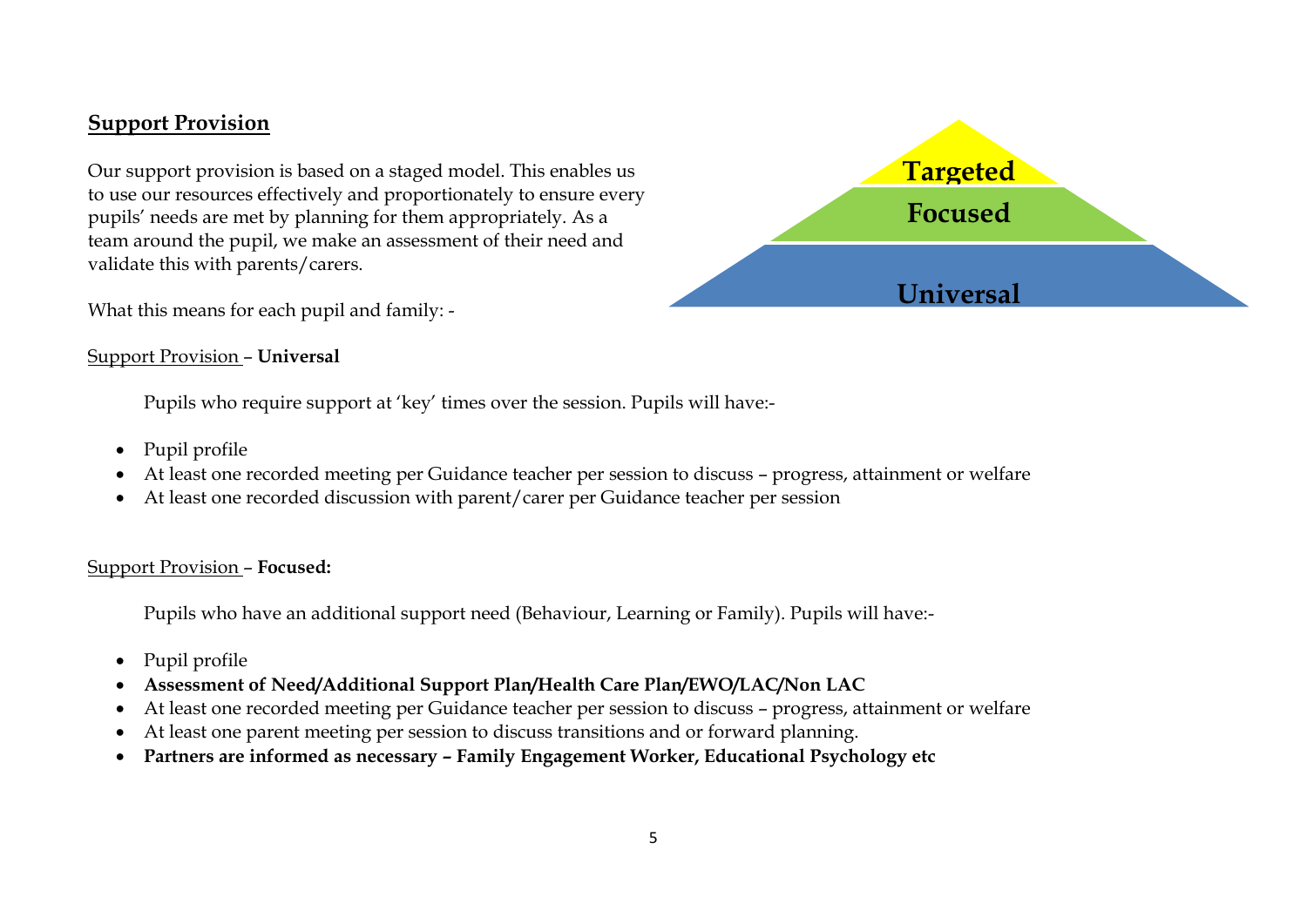## Support Provision

Our support provision is based on a staged model. This enables us to use our resources effectively and proportionately to ensure every pupils' needs are met by planning for them appropriately. As a team around the pupil, we make an assessment of their need and validate this with parents/carers.

Targeted

Focused

Universal

What this means for each pupil and family: -

Support Provision – **Universal**

Pupils who require support at 'key' times over the session. Pupils will have:-

- Pupil profile
- At least one recorded meeting per Guidance teacher per session to discuss – progress, attainment or welfare
- At least one recorded discussion with parent/carer per Guidance teacher per session

Support Provision – **Focused:**

Pupils who have an additional support need (Behaviour, Learning or Family). Pupils will have:-

- Pupil profile
- **Assessment of Need/Additional Support Plan/Health Care Plan/EWO/LAC/Non LAC**
- At least one recorded meeting per Guidance teacher per session to discuss – progress, attainment or welfare
- At least one parent meeting per session to discuss transitions and or forward planning.
- **Partners are informed as necessary – Family Engagement Worker, Educational Psychology etc**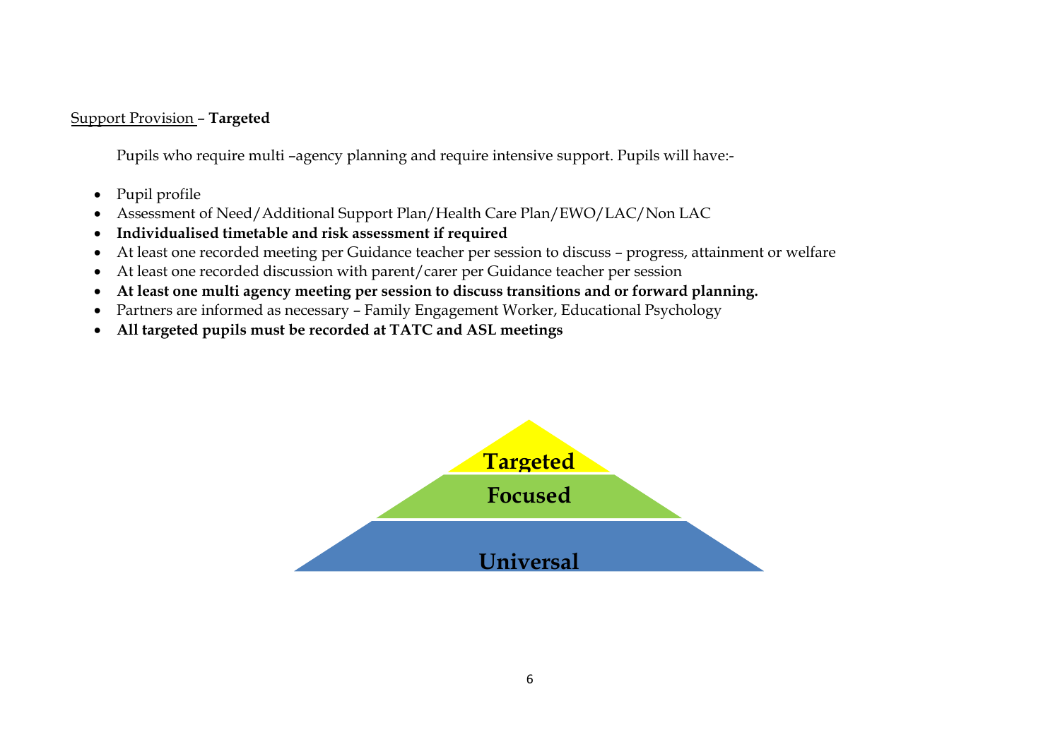<u>Support Provision</u> – **Targeted**

Pupils who require multi –agency planning and require intensive support. Pupils will have:-

- Pupil profile
- Assessment of Need/Additional Support Plan/Health Care Plan/EWO/LAC/Non LAC
- **Individualised timetable and risk assessment if required**
- At least one recorded meeting per Guidance teacher per session to discuss – progress, attainment or welfare
- At least one recorded discussion with parent/carer per Guidance teacher per session
- **At least one multi agency meeting per session to discuss transitions and or forward planning.**
- Partners are informed as necessary – Family Engagement Worker, Educational Psychology
- **All targeted pupils must be recorded at TATC and ASL meetings**

**Targeted**

**Focused**

**Universal**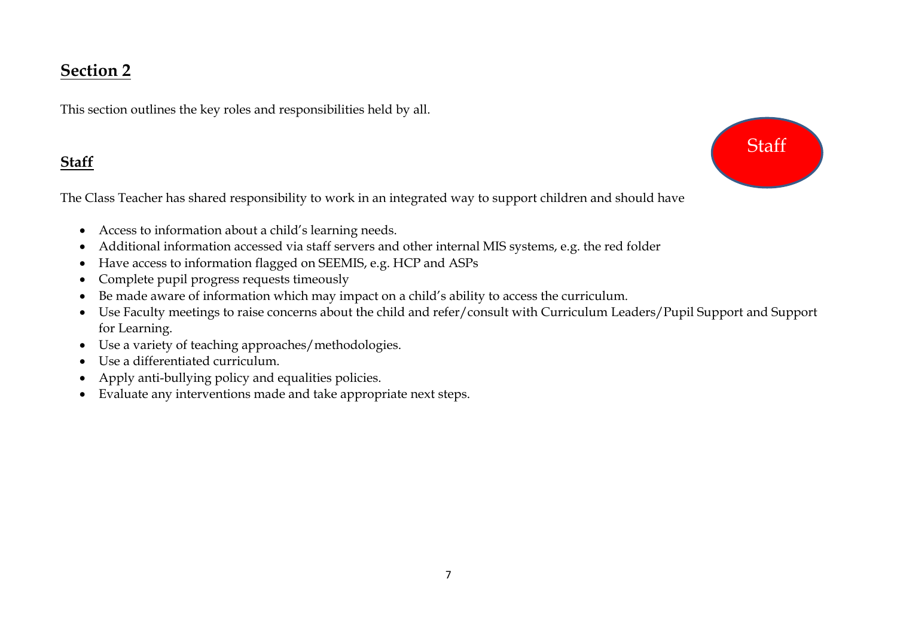## Section 2

This section outlines the key roles and responsibilities held by all.

### Staff

Staff

The Class Teacher has shared responsibility to work in an integrated way to support children and should have

- Access to information about a child's learning needs.
- Additional information accessed via staff servers and other internal MIS systems, e.g. the red folder
- Have access to information flagged on SEEMIS, e.g. HCP and ASPs
- Complete pupil progress requests timeously
- Be made aware of information which may impact on a child's ability to access the curriculum.
- Use Faculty meetings to raise concerns about the child and refer/consult with Curriculum Leaders/Pupil Support and Support for Learning.
- Use a variety of teaching approaches/methodologies.
- Use a differentiated curriculum.
- Apply anti-bullying policy and equalities policies.
- Evaluate any interventions made and take appropriate next steps.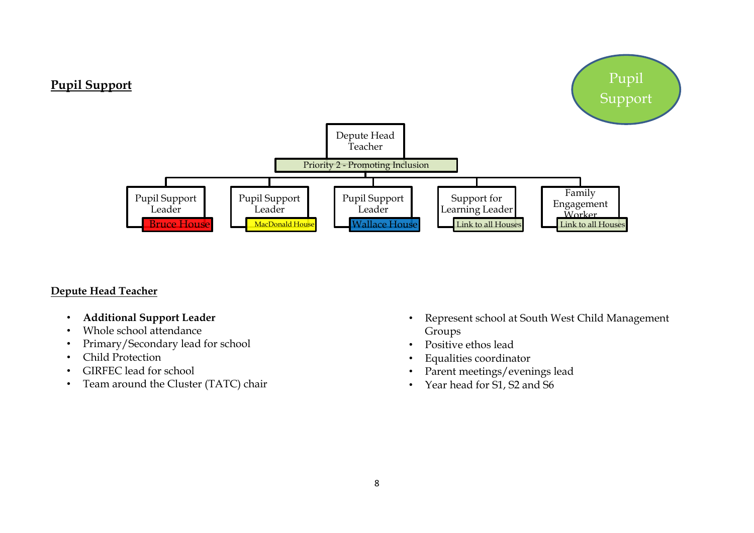## Pupil Support

Pupil Support

Depute Head Teacher

Priority 2 - Promoting Inclusion

- Pupil Support Leader — Bruce House
- Pupil Support Leader — MacDonald House
- Pupil Support Leader — Wallace House
- Support for Learning Leader — Link to all Houses
- Family Engagement Worker — Link to all Houses

### Depute Head Teacher

- **Additional Support Leader**
- Whole school attendance
- Primary/Secondary lead for school
- Child Protection
- GIRFEC lead for school
- Team around the Cluster (TATC) chair
- Represent school at South West Child Management Groups
- Positive ethos lead
- Equalities coordinator
- Parent meetings/evenings lead
- Year head for S1, S2 and S6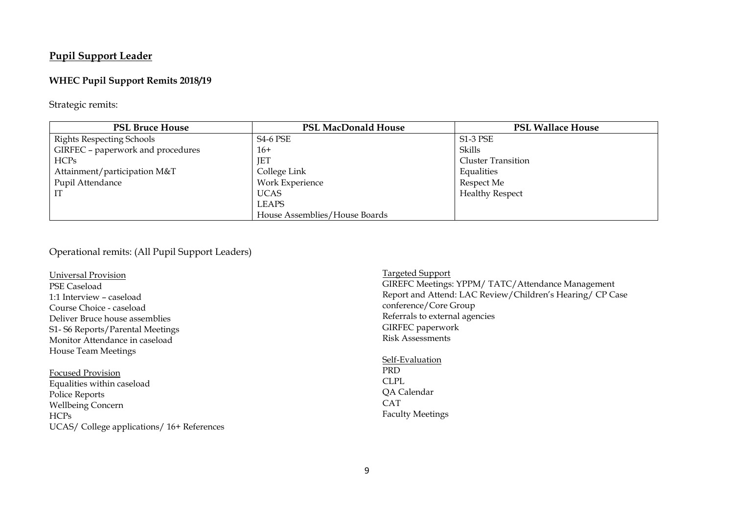## Pupil Support Leader

### WHEC Pupil Support Remits 2018/19

Strategic remits:

| PSL Bruce House | PSL MacDonald House | PSL Wallace House |
|---|---|---|
| Rights Respecting Schools | S4-6 PSE | S1-3 PSE |
| GIRFEC – paperwork and procedures | 16+ | Skills |
| HCPs | JET | Cluster Transition |
| Attainment/participation M&T | College Link | Equalities |
| Pupil Attendance | Work Experience | Respect Me |
| IT | UCAS | Healthy Respect |
| | LEAPS | |
| | House Assemblies/House Boards | |

Operational remits: (All Pupil Support Leaders)

Universal Provision
PSE Caseload
1:1 Interview – caseload
Course Choice - caseload
Deliver Bruce house assemblies
S1- S6 Reports/Parental Meetings
Monitor Attendance in caseload
House Team Meetings

Focused Provision
Equalities within caseload
Police Reports
Wellbeing Concern
HCPs
UCAS/ College applications/ 16+ References

Targeted Support
GIREFC Meetings: YPPM/ TATC/Attendance Management
Report and Attend: LAC Review/Children's Hearing/ CP Case conference/Core Group
Referrals to external agencies
GIRFEC paperwork
Risk Assessments

Self-Evaluation
PRD
CLPL
QA Calendar
CAT
Faculty Meetings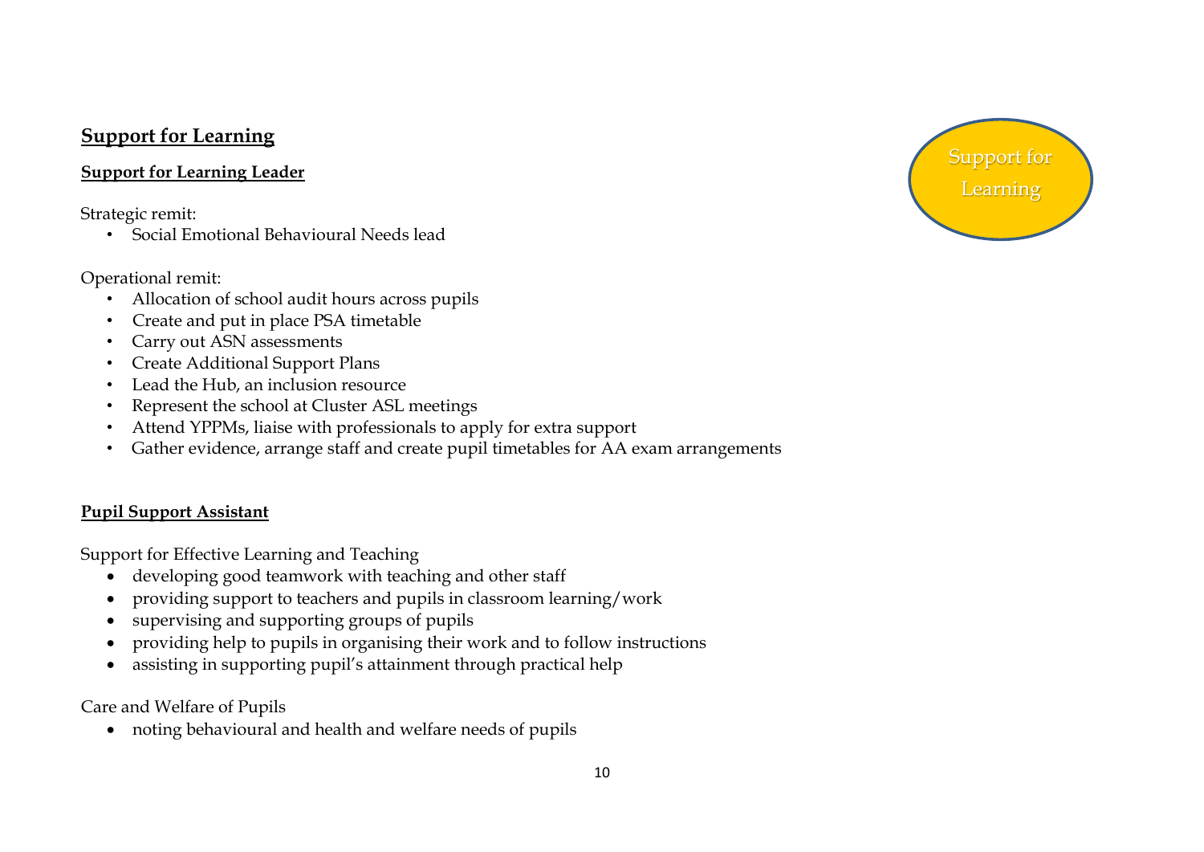## Support for Learning

Support for Learning

### Support for Learning Leader

Strategic remit:

- Social Emotional Behavioural Needs lead

Operational remit:

- Allocation of school audit hours across pupils
- Create and put in place PSA timetable
- Carry out ASN assessments
- Create Additional Support Plans
- Lead the Hub, an inclusion resource
- Represent the school at Cluster ASL meetings
- Attend YPPMs, liaise with professionals to apply for extra support
- Gather evidence, arrange staff and create pupil timetables for AA exam arrangements

### Pupil Support Assistant

Support for Effective Learning and Teaching

- developing good teamwork with teaching and other staff
- providing support to teachers and pupils in classroom learning/work
- supervising and supporting groups of pupils
- providing help to pupils in organising their work and to follow instructions
- assisting in supporting pupil's attainment through practical help

Care and Welfare of Pupils

- noting behavioural and health and welfare needs of pupils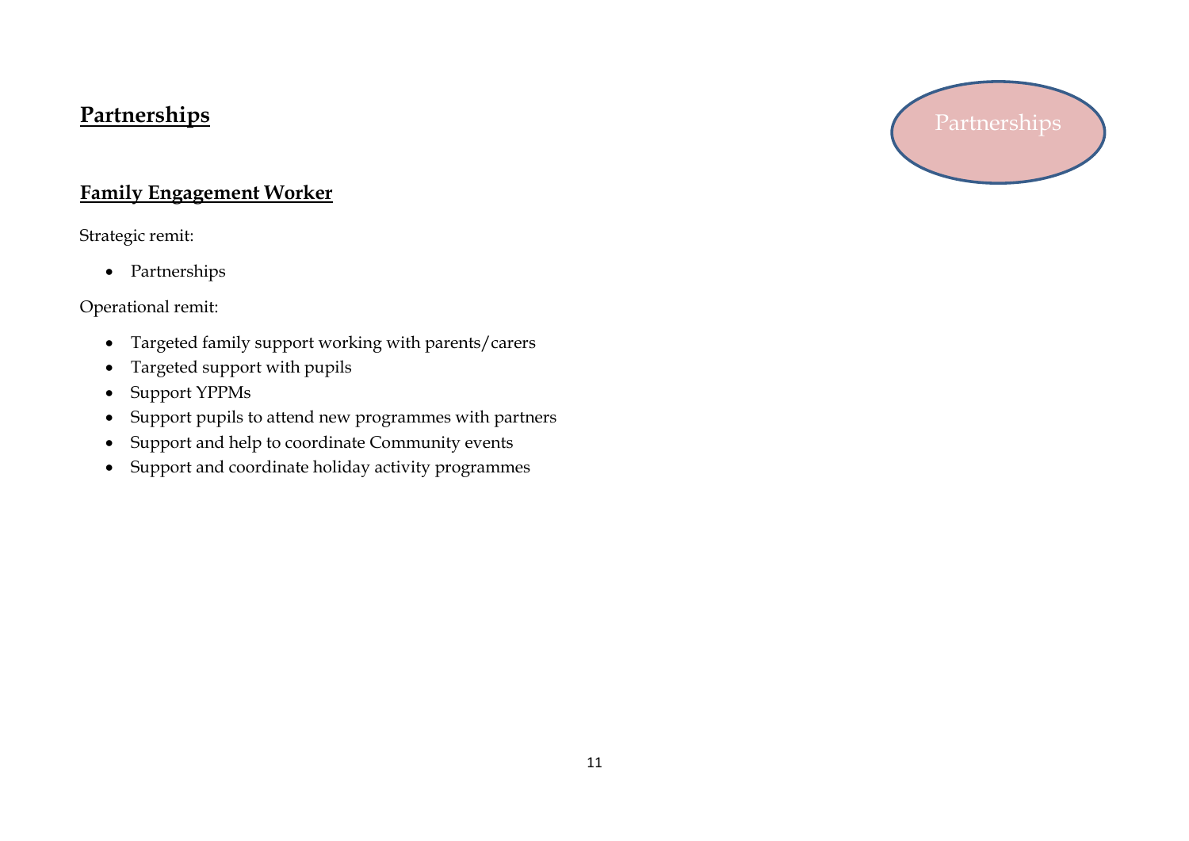# Partnerships

Partnerships

## Family Engagement Worker

Strategic remit:

- Partnerships

Operational remit:

- Targeted family support working with parents/carers
- Targeted support with pupils
- Support YPPMs
- Support pupils to attend new programmes with partners
- Support and help to coordinate Community events
- Support and coordinate holiday activity programmes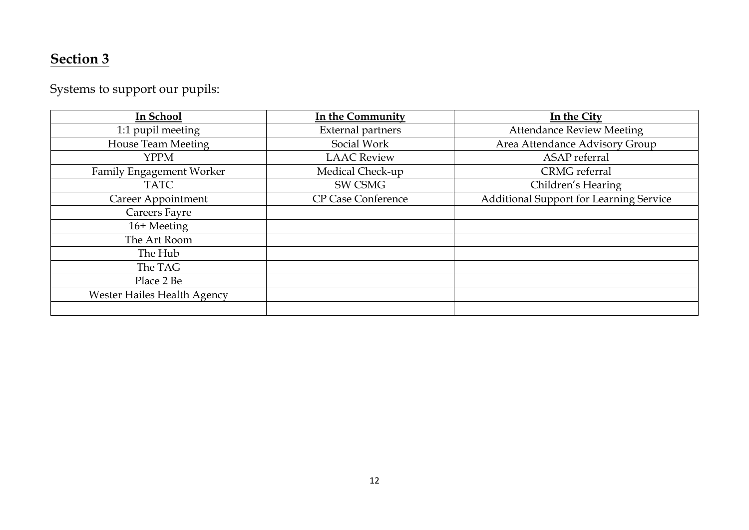## Section 3

Systems to support our pupils:

| In School | In the Community | In the City |
|---|---|---|
| 1:1 pupil meeting | External partners | Attendance Review Meeting |
| House Team Meeting | Social Work | Area Attendance Advisory Group |
| YPPM | LAAC Review | ASAP referral |
| Family Engagement Worker | Medical Check-up | CRMG referral |
| TATC | SW CSMG | Children's Hearing |
| Career Appointment | CP Case Conference | Additional Support for Learning Service |
| Careers Fayre | | |
| 16+ Meeting | | |
| The Art Room | | |
| The Hub | | |
| The TAG | | |
| Place 2 Be | | |
| Wester Hailes Health Agency | | |
| | | |